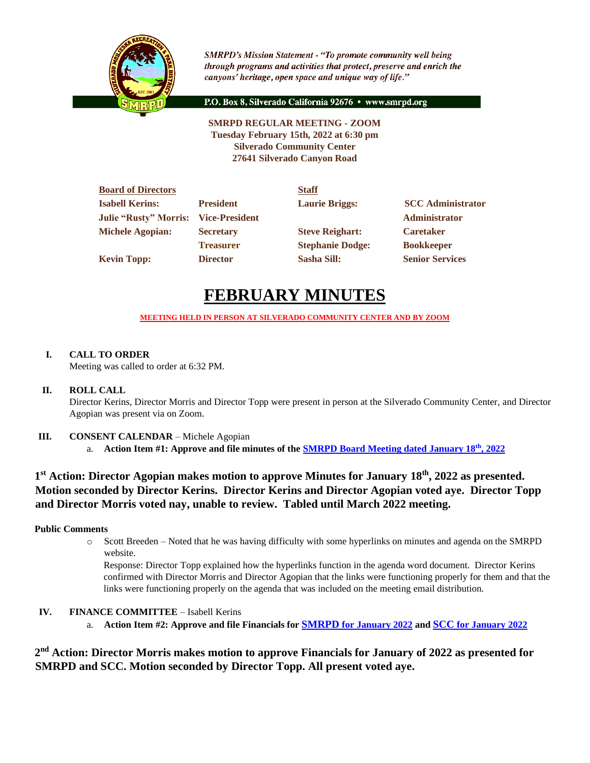*SMRPD's Mission Statement - "To promote community well being through programs and activities that protect, preserve and enrich the canyons' heritage, open space and unique way of life."*

P.O. Box 8, Silverado California 92676 • www.smrpd.org

**SMRPD REGULAR MEETING - ZOOM**
**Tuesday February 15th, 2022 at 6:30 pm**
**Silverado Community Center**
**27641 Silverado Canyon Road**

| Board of Directors | | Staff | |
|---|---|---|---|
| **Isabell Kerins:** | **President** | **Laurie Briggs:** | **SCC Administrator** |
| **Julie "Rusty" Morris:** | **Vice-President** | | **Administrator** |
| **Michele Agopian:** | **Secretary** | **Steve Reighart:** | **Caretaker** |
| | **Treasurer** | **Stephanie Dodge:** | **Bookkeeper** |
| **Kevin Topp:** | **Director** | **Sasha Sill:** | **Senior Services** |

# FEBRUARY MINUTES

**MEETING HELD IN PERSON AT SILVERADO COMMUNITY CENTER AND BY ZOOM**

**I. CALL TO ORDER**
Meeting was called to order at 6:32 PM.

**II. ROLL CALL**
Director Kerins, Director Morris and Director Topp were present in person at the Silverado Community Center, and Director Agopian was present via on Zoom.

**III. CONSENT CALENDAR** – Michele Agopian

a. **Action Item #1: Approve and file minutes of the SMRPD Board Meeting dated January 18th, 2022**

**1st Action: Director Agopian makes motion to approve Minutes for January 18th, 2022 as presented. Motion seconded by Director Kerins. Director Kerins and Director Agopian voted aye. Director Topp and Director Morris voted nay, unable to review. Tabled until March 2022 meeting.**

**Public Comments**

- Scott Breeden – Noted that he was having difficulty with some hyperlinks on minutes and agenda on the SMRPD website.
  Response: Director Topp explained how the hyperlinks function in the agenda word document. Director Kerins confirmed with Director Morris and Director Agopian that the links were functioning properly for them and that the links were functioning properly on the agenda that was included on the meeting email distribution.

**IV. FINANCE COMMITTEE** – Isabell Kerins

a. **Action Item #2: Approve and file Financials for SMRPD for January 2022 and SCC for January 2022**

**2nd Action: Director Morris makes motion to approve Financials for January of 2022 as presented for SMRPD and SCC. Motion seconded by Director Topp. All present voted aye.**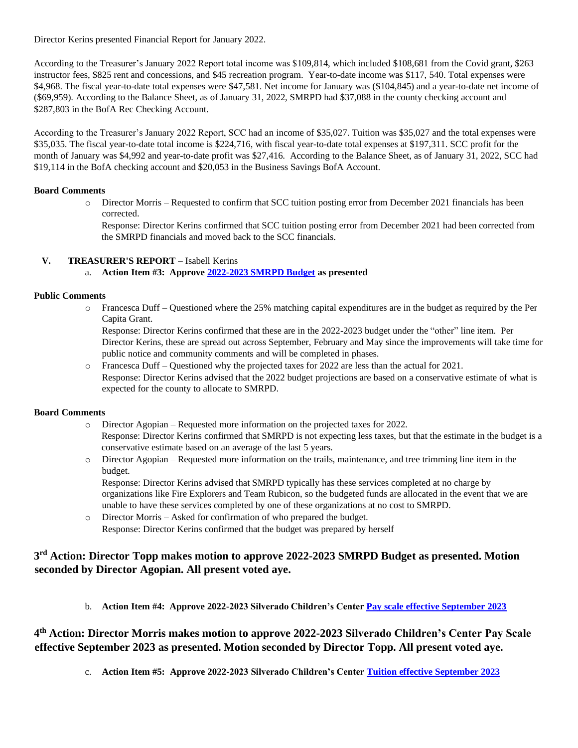Director Kerins presented Financial Report for January 2022.

According to the Treasurer's January 2022 Report total income was $109,814, which included $108,681 from the Covid grant, $263 instructor fees, $825 rent and concessions, and $45 recreation program. Year-to-date income was $117, 540. Total expenses were $4,968. The fiscal year-to-date total expenses were $47,581. Net income for January was ($104,845) and a year-to-date net income of ($69,959). According to the Balance Sheet, as of January 31, 2022, SMRPD had $37,088 in the county checking account and $287,803 in the BofA Rec Checking Account.

According to the Treasurer's January 2022 Report, SCC had an income of $35,027. Tuition was $35,027 and the total expenses were $35,035. The fiscal year-to-date total income is $224,716, with fiscal year-to-date total expenses at $197,311. SCC profit for the month of January was $4,992 and year-to-date profit was $27,416. According to the Balance Sheet, as of January 31, 2022, SCC had $19,114 in the BofA checking account and $20,053 in the Business Savings BofA Account.

**Board Comments**

- Director Morris – Requested to confirm that SCC tuition posting error from December 2021 financials has been corrected.
  Response: Director Kerins confirmed that SCC tuition posting error from December 2021 had been corrected from the SMRPD financials and moved back to the SCC financials.

**V. TREASURER'S REPORT** – Isabell Kerins

a. **Action Item #3: Approve 2022-2023 SMRPD Budget as presented**

**Public Comments**

- Francesca Duff – Questioned where the 25% matching capital expenditures are in the budget as required by the Per Capita Grant.
  Response: Director Kerins confirmed that these are in the 2022-2023 budget under the "other" line item. Per Director Kerins, these are spread out across September, February and May since the improvements will take time for public notice and community comments and will be completed in phases.
- Francesca Duff – Questioned why the projected taxes for 2022 are less than the actual for 2021.
  Response: Director Kerins advised that the 2022 budget projections are based on a conservative estimate of what is expected for the county to allocate to SMRPD.

**Board Comments**

- Director Agopian – Requested more information on the projected taxes for 2022.
  Response: Director Kerins confirmed that SMRPD is not expecting less taxes, but that the estimate in the budget is a conservative estimate based on an average of the last 5 years.
- Director Agopian – Requested more information on the trails, maintenance, and tree trimming line item in the budget.
  Response: Director Kerins advised that SMRPD typically has these services completed at no charge by organizations like Fire Explorers and Team Rubicon, so the budgeted funds are allocated in the event that we are unable to have these services completed by one of these organizations at no cost to SMRPD.
- Director Morris – Asked for confirmation of who prepared the budget.
  Response: Director Kerins confirmed that the budget was prepared by herself

## 3rd Action: Director Topp makes motion to approve 2022-2023 SMRPD Budget as presented. Motion seconded by Director Agopian. All present voted aye.

b. **Action Item #4: Approve 2022-2023 Silverado Children's Center Pay scale effective September 2023**

## 4th Action: Director Morris makes motion to approve 2022-2023 Silverado Children's Center Pay Scale effective September 2023 as presented. Motion seconded by Director Topp. All present voted aye.

c. **Action Item #5: Approve 2022-2023 Silverado Children's Center Tuition effective September 2023**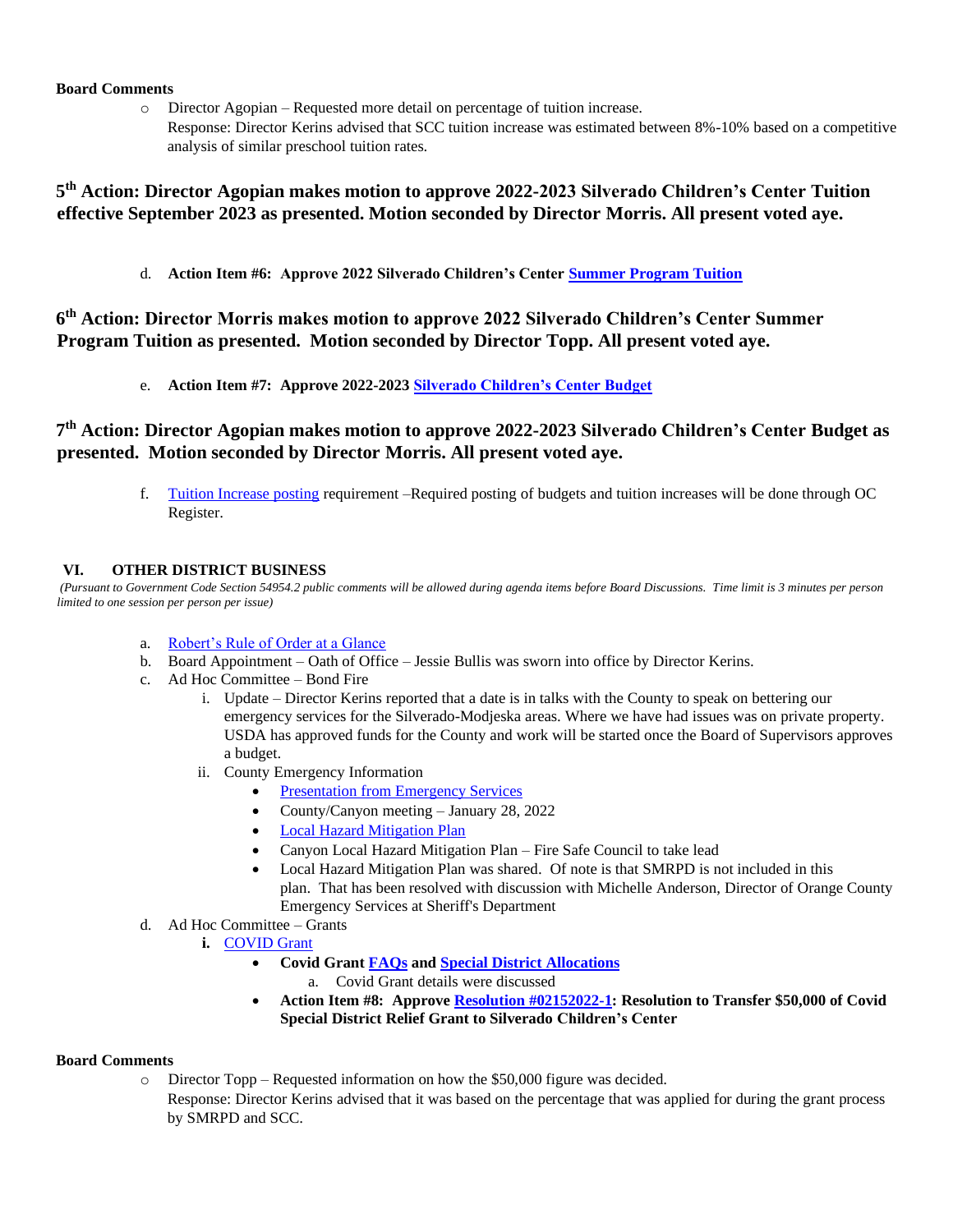**Board Comments**

- Director Agopian – Requested more detail on percentage of tuition increase.
  Response: Director Kerins advised that SCC tuition increase was estimated between 8%-10% based on a competitive analysis of similar preschool tuition rates.

### 5th Action: Director Agopian makes motion to approve 2022-2023 Silverado Children's Center Tuition effective September 2023 as presented. Motion seconded by Director Morris. All present voted aye.

d. **Action Item #6: Approve 2022 Silverado Children's Center Summer Program Tuition**

### 6th Action: Director Morris makes motion to approve 2022 Silverado Children's Center Summer Program Tuition as presented. Motion seconded by Director Topp. All present voted aye.

e. **Action Item #7: Approve 2022-2023 Silverado Children's Center Budget**

### 7th Action: Director Agopian makes motion to approve 2022-2023 Silverado Children's Center Budget as presented. Motion seconded by Director Morris. All present voted aye.

f. Tuition Increase posting requirement –Required posting of budgets and tuition increases will be done through OC Register.

## VI. OTHER DISTRICT BUSINESS

*(Pursuant to Government Code Section 54954.2 public comments will be allowed during agenda items before Board Discussions. Time limit is 3 minutes per person limited to one session per person per issue)*

a. Robert's Rule of Order at a Glance
b. Board Appointment – Oath of Office – Jessie Bullis was sworn into office by Director Kerins.
c. Ad Hoc Committee – Bond Fire
   i. Update – Director Kerins reported that a date is in talks with the County to speak on bettering our emergency services for the Silverado-Modjeska areas. Where we have had issues was on private property. USDA has approved funds for the County and work will be started once the Board of Supervisors approves a budget.
   ii. County Emergency Information
      - Presentation from Emergency Services
      - County/Canyon meeting – January 28, 2022
      - Local Hazard Mitigation Plan
      - Canyon Local Hazard Mitigation Plan – Fire Safe Council to take lead
      - Local Hazard Mitigation Plan was shared. Of note is that SMRPD is not included in this plan. That has been resolved with discussion with Michelle Anderson, Director of Orange County Emergency Services at Sheriff's Department
d. Ad Hoc Committee – Grants
   **i.** COVID Grant
      - **Covid Grant FAQs and Special District Allocations**
         a. Covid Grant details were discussed
      - **Action Item #8: Approve Resolution #02152022-1: Resolution to Transfer $50,000 of Covid Special District Relief Grant to Silverado Children's Center**

**Board Comments**

- Director Topp – Requested information on how the $50,000 figure was decided.
  Response: Director Kerins advised that it was based on the percentage that was applied for during the grant process by SMRPD and SCC.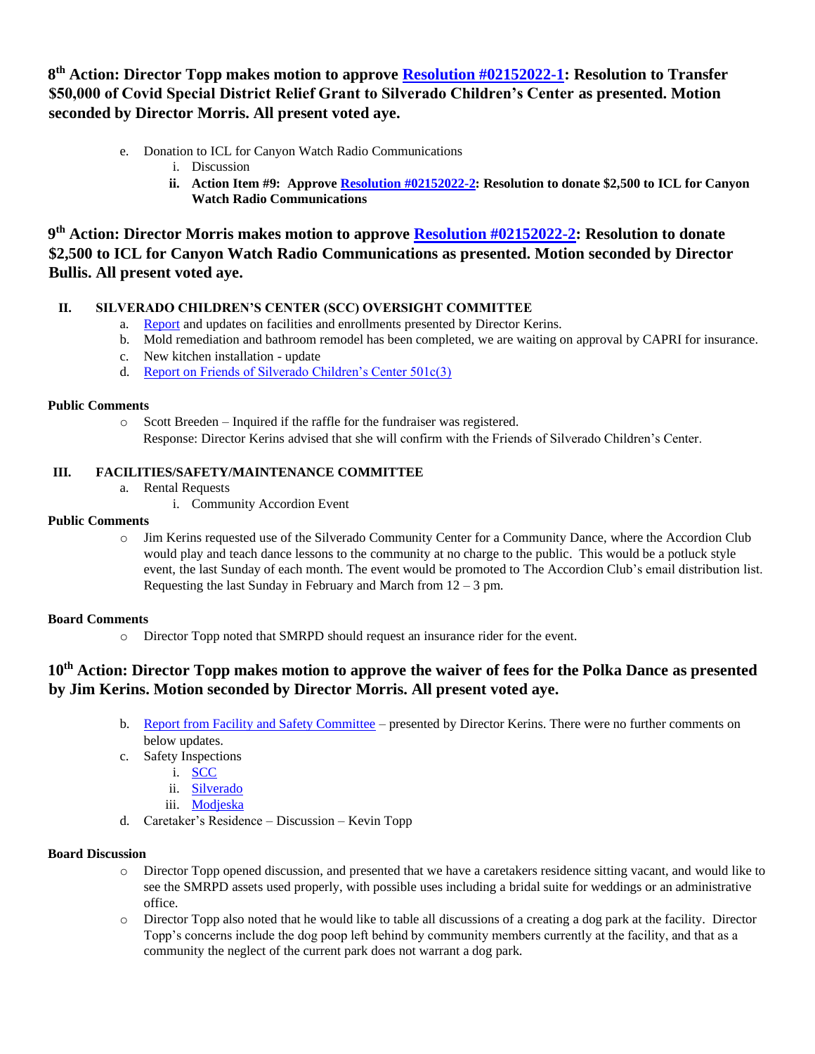**8th Action: Director Topp makes motion to approve Resolution #02152022-1: Resolution to Transfer $50,000 of Covid Special District Relief Grant to Silverado Children's Center as presented. Motion seconded by Director Morris. All present voted aye.**

e. Donation to ICL for Canyon Watch Radio Communications
   i. Discussion
   ii. **Action Item #9: Approve Resolution #02152022-2: Resolution to donate $2,500 to ICL for Canyon Watch Radio Communications**

**9th Action: Director Morris makes motion to approve Resolution #02152022-2: Resolution to donate $2,500 to ICL for Canyon Watch Radio Communications as presented. Motion seconded by Director Bullis. All present voted aye.**

**II. SILVERADO CHILDREN'S CENTER (SCC) OVERSIGHT COMMITTEE**

a. Report and updates on facilities and enrollments presented by Director Kerins.
b. Mold remediation and bathroom remodel has been completed, we are waiting on approval by CAPRI for insurance.
c. New kitchen installation - update
d. Report on Friends of Silverado Children's Center 501c(3)

**Public Comments**

- Scott Breeden – Inquired if the raffle for the fundraiser was registered.
  Response: Director Kerins advised that she will confirm with the Friends of Silverado Children's Center.

**III. FACILITIES/SAFETY/MAINTENANCE COMMITTEE**

a. Rental Requests
   i. Community Accordion Event

**Public Comments**

- Jim Kerins requested use of the Silverado Community Center for a Community Dance, where the Accordion Club would play and teach dance lessons to the community at no charge to the public. This would be a potluck style event, the last Sunday of each month. The event would be promoted to The Accordion Club's email distribution list. Requesting the last Sunday in February and March from 12 – 3 pm.

**Board Comments**

- Director Topp noted that SMRPD should request an insurance rider for the event.

**10th Action: Director Topp makes motion to approve the waiver of fees for the Polka Dance as presented by Jim Kerins. Motion seconded by Director Morris. All present voted aye.**

b. Report from Facility and Safety Committee – presented by Director Kerins. There were no further comments on below updates.
c. Safety Inspections
   i. SCC
   ii. Silverado
   iii. Modjeska
d. Caretaker's Residence – Discussion – Kevin Topp

**Board Discussion**

- Director Topp opened discussion, and presented that we have a caretakers residence sitting vacant, and would like to see the SMRPD assets used properly, with possible uses including a bridal suite for weddings or an administrative office.
- Director Topp also noted that he would like to table all discussions of a creating a dog park at the facility. Director Topp's concerns include the dog poop left behind by community members currently at the facility, and that as a community the neglect of the current park does not warrant a dog park.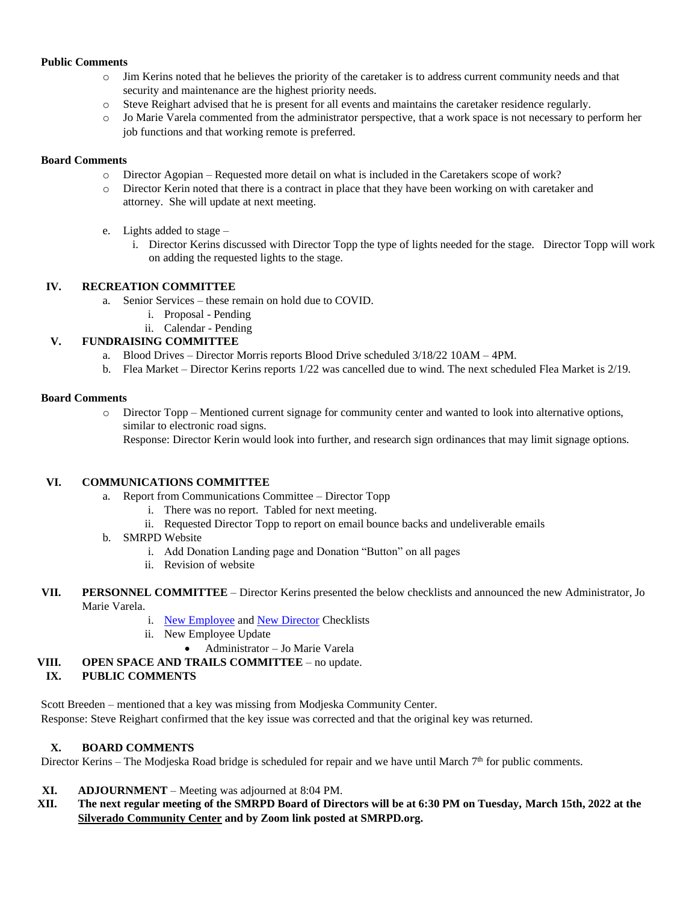**Public Comments**

- Jim Kerins noted that he believes the priority of the caretaker is to address current community needs and that security and maintenance are the highest priority needs.
- Steve Reighart advised that he is present for all events and maintains the caretaker residence regularly.
- Jo Marie Varela commented from the administrator perspective, that a work space is not necessary to perform her job functions and that working remote is preferred.

**Board Comments**

- Director Agopian – Requested more detail on what is included in the Caretakers scope of work?
- Director Kerin noted that there is a contract in place that they have been working on with caretaker and attorney. She will update at next meeting.

e. Lights added to stage –
   i. Director Kerins discussed with Director Topp the type of lights needed for the stage. Director Topp will work on adding the requested lights to the stage.

**IV. RECREATION COMMITTEE**

a. Senior Services – these remain on hold due to COVID.
   i. Proposal - Pending
   ii. Calendar - Pending

**V. FUNDRAISING COMMITTEE**

a. Blood Drives – Director Morris reports Blood Drive scheduled 3/18/22 10AM – 4PM.
b. Flea Market – Director Kerins reports 1/22 was cancelled due to wind. The next scheduled Flea Market is 2/19.

**Board Comments**

- Director Topp – Mentioned current signage for community center and wanted to look into alternative options, similar to electronic road signs.
  Response: Director Kerin would look into further, and research sign ordinances that may limit signage options.

**VI. COMMUNICATIONS COMMITTEE**

a. Report from Communications Committee – Director Topp
   i. There was no report. Tabled for next meeting.
   ii. Requested Director Topp to report on email bounce backs and undeliverable emails
b. SMRPD Website
   i. Add Donation Landing page and Donation "Button" on all pages
   ii. Revision of website

**VII. PERSONNEL COMMITTEE** – Director Kerins presented the below checklists and announced the new Administrator, Jo Marie Varela.

   i. New Employee and New Director Checklists
   ii. New Employee Update
      - Administrator – Jo Marie Varela

**VIII. OPEN SPACE AND TRAILS COMMITTEE** – no update.

**IX. PUBLIC COMMENTS**

Scott Breeden – mentioned that a key was missing from Modjeska Community Center.
Response: Steve Reighart confirmed that the key issue was corrected and that the original key was returned.

**X. BOARD COMMENTS**

Director Kerins – The Modjeska Road bridge is scheduled for repair and we have until March 7th for public comments.

**XI. ADJOURNMENT** – Meeting was adjourned at 8:04 PM.

**XII. The next regular meeting of the SMRPD Board of Directors will be at 6:30 PM on Tuesday, March 15th, 2022 at the Silverado Community Center and by Zoom link posted at SMRPD.org.**